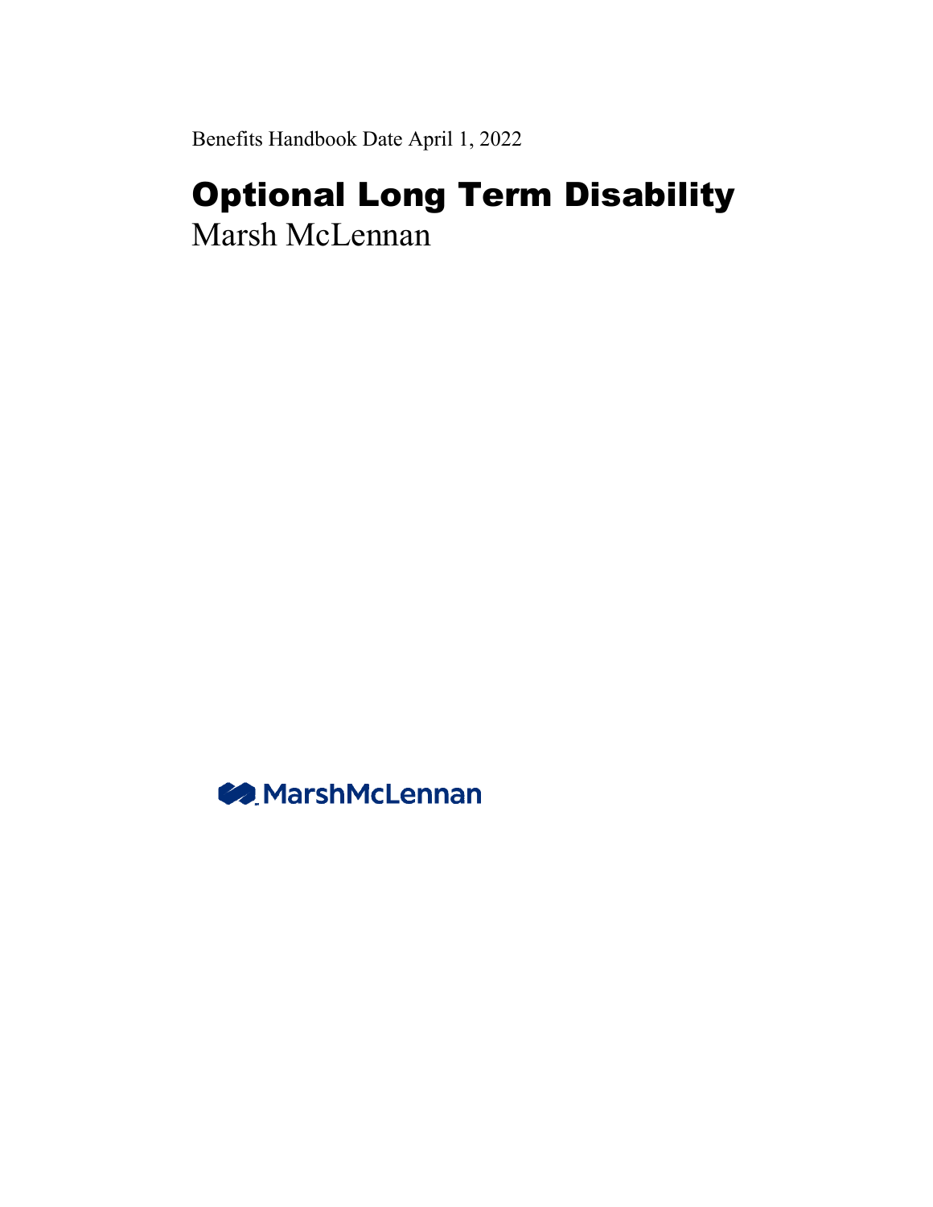Benefits Handbook Date April 1, 2022

# Optional Long Term Disability

Marsh McLennan

MarshMcLennan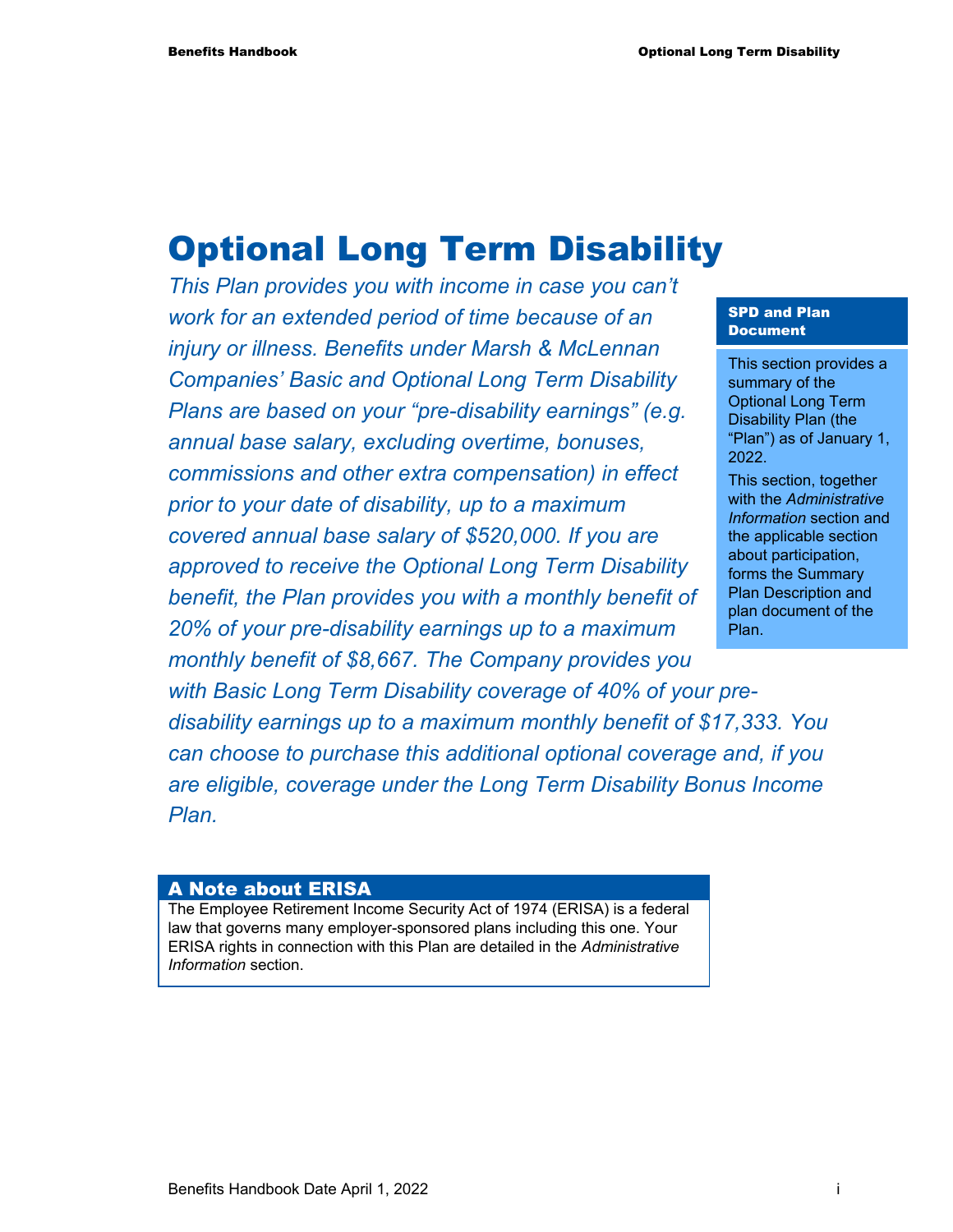# Optional Long Term Disability

*This Plan provides you with income in case you can't work for an extended period of time because of an injury or illness. Benefits under Marsh & McLennan Companies' Basic and Optional Long Term Disability Plans are based on your "pre-disability earnings" (e.g. annual base salary, excluding overtime, bonuses, commissions and other extra compensation) in effect prior to your date of disability, up to a maximum covered annual base salary of $520,000. If you are approved to receive the Optional Long Term Disability benefit, the Plan provides you with a monthly benefit of 20% of your pre-disability earnings up to a maximum monthly benefit of $8,667. The Company provides you with Basic Long Term Disability coverage of 40% of your pre-disability earnings up to a maximum monthly benefit of $17,333. You can choose to purchase this additional optional coverage and, if you are eligible, coverage under the Long Term Disability Bonus Income Plan.*

**SPD and Plan Document**

This section provides a summary of the Optional Long Term Disability Plan (the "Plan") as of January 1, 2022.

This section, together with the *Administrative Information* section and the applicable section about participation, forms the Summary Plan Description and plan document of the Plan.

## A Note about ERISA

The Employee Retirement Income Security Act of 1974 (ERISA) is a federal law that governs many employer-sponsored plans including this one. Your ERISA rights in connection with this Plan are detailed in the *Administrative Information* section.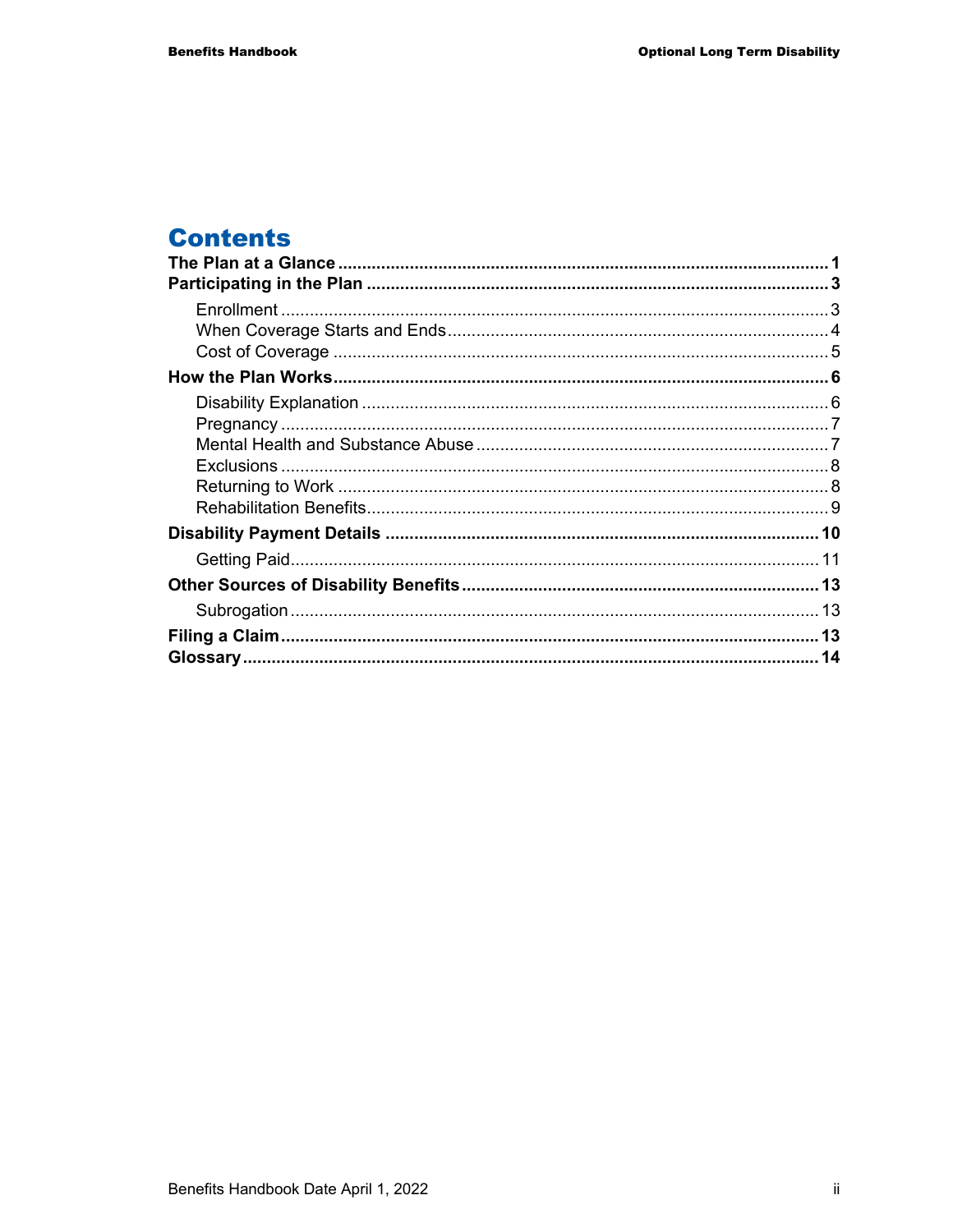# Contents

**The Plan at a Glance** ..... **1**

**Participating in the Plan** ..... **3**

- Enrollment ..... 3
- When Coverage Starts and Ends ..... 4
- Cost of Coverage ..... 5

**How the Plan Works** ..... **6**

- Disability Explanation ..... 6
- Pregnancy ..... 7
- Mental Health and Substance Abuse ..... 7
- Exclusions ..... 8
- Returning to Work ..... 8
- Rehabilitation Benefits ..... 9

**Disability Payment Details** ..... **10**

- Getting Paid ..... 11

**Other Sources of Disability Benefits** ..... **13**

- Subrogation ..... 13

**Filing a Claim** ..... **13**

**Glossary** ..... **14**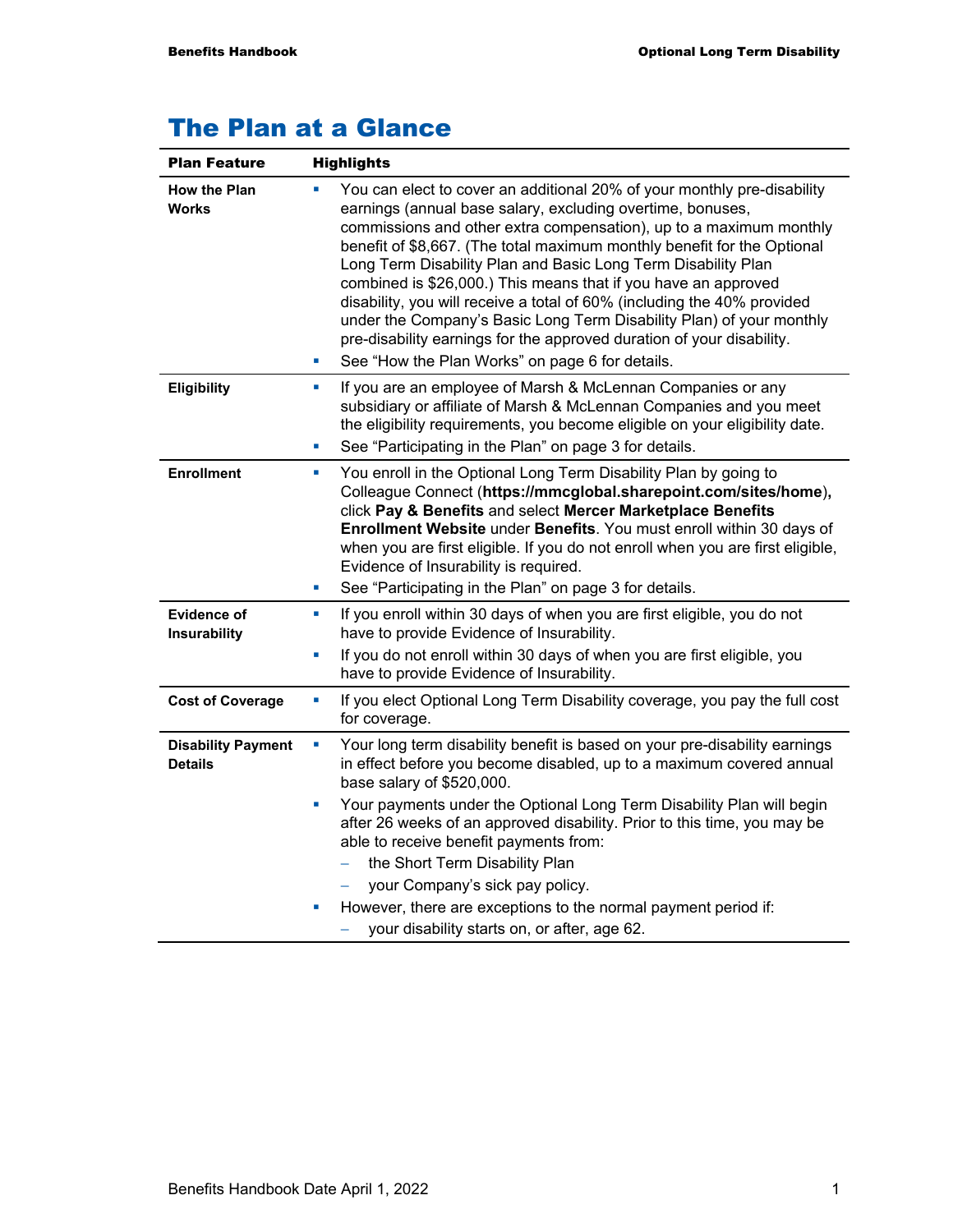# The Plan at a Glance

| Plan Feature | Highlights |
| --- | --- |
| **How the Plan Works** | ▪ You can elect to cover an additional 20% of your monthly pre-disability earnings (annual base salary, excluding overtime, bonuses, commissions and other extra compensation), up to a maximum monthly benefit of $8,667. (The total maximum monthly benefit for the Optional Long Term Disability Plan and Basic Long Term Disability Plan combined is $26,000.) This means that if you have an approved disability, you will receive a total of 60% (including the 40% provided under the Company's Basic Long Term Disability Plan) of your monthly pre-disability earnings for the approved duration of your disability.<br>▪ See "How the Plan Works" on page 6 for details. |
| **Eligibility** | ▪ If you are an employee of Marsh & McLennan Companies or any subsidiary or affiliate of Marsh & McLennan Companies and you meet the eligibility requirements, you become eligible on your eligibility date.<br>▪ See "Participating in the Plan" on page 3 for details. |
| **Enrollment** | ▪ You enroll in the Optional Long Term Disability Plan by going to Colleague Connect (**https://mmcglobal.sharepoint.com/sites/home**), click **Pay & Benefits** and select **Mercer Marketplace Benefits Enrollment Website** under **Benefits**. You must enroll within 30 days of when you are first eligible. If you do not enroll when you are first eligible, Evidence of Insurability is required.<br>▪ See "Participating in the Plan" on page 3 for details. |
| **Evidence of Insurability** | ▪ If you enroll within 30 days of when you are first eligible, you do not have to provide Evidence of Insurability.<br>▪ If you do not enroll within 30 days of when you are first eligible, you have to provide Evidence of Insurability. |
| **Cost of Coverage** | ▪ If you elect Optional Long Term Disability coverage, you pay the full cost for coverage. |
| **Disability Payment Details** | ▪ Your long term disability benefit is based on your pre-disability earnings in effect before you become disabled, up to a maximum covered annual base salary of $520,000.<br>▪ Your payments under the Optional Long Term Disability Plan will begin after 26 weeks of an approved disability. Prior to this time, you may be able to receive benefit payments from:<br>– the Short Term Disability Plan<br>– your Company's sick pay policy.<br>▪ However, there are exceptions to the normal payment period if:<br>– your disability starts on, or after, age 62. |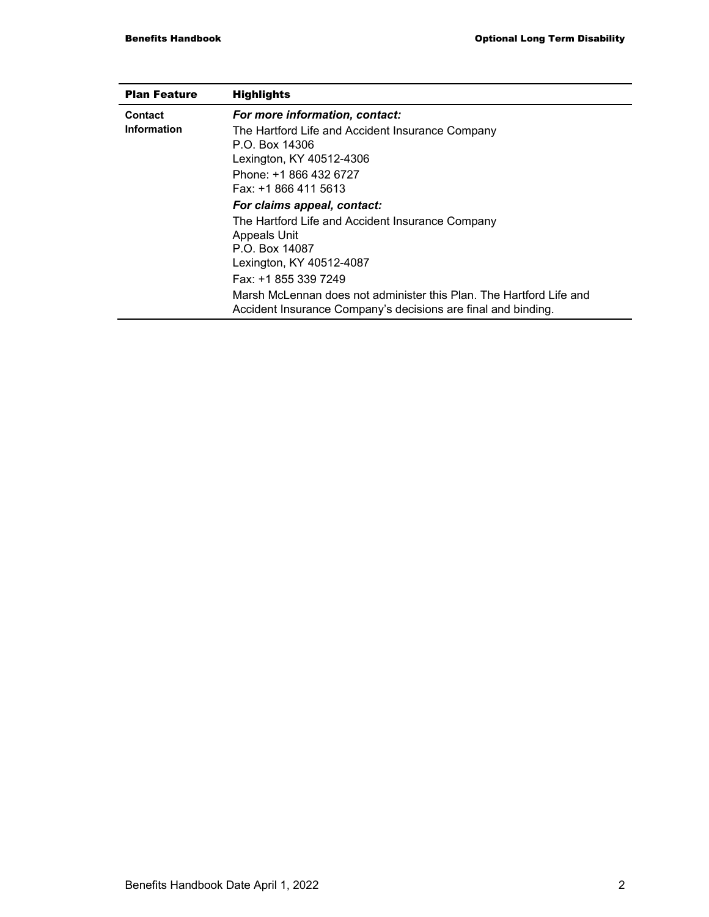| Plan Feature | Highlights |
| --- | --- |
| **Contact Information** | ***For more information, contact:***<br>The Hartford Life and Accident Insurance Company<br>P.O. Box 14306<br>Lexington, KY 40512-4306<br>Phone: +1 866 432 6727<br>Fax: +1 866 411 5613<br>***For claims appeal, contact:***<br>The Hartford Life and Accident Insurance Company<br>Appeals Unit<br>P.O. Box 14087<br>Lexington, KY 40512-4087<br>Fax: +1 855 339 7249<br>Marsh McLennan does not administer this Plan. The Hartford Life and Accident Insurance Company's decisions are final and binding. |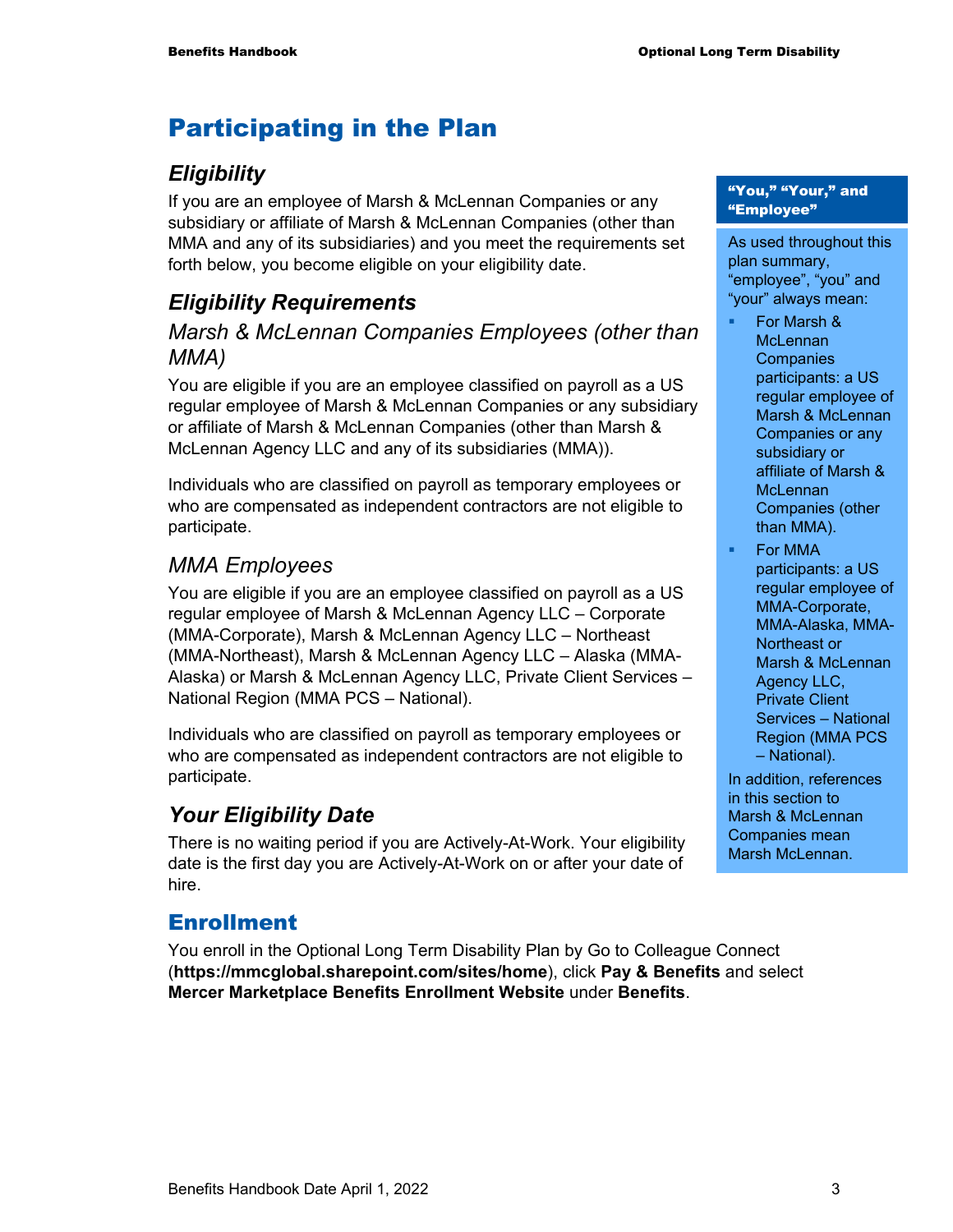# Participating in the Plan

## *Eligibility*

If you are an employee of Marsh & McLennan Companies or any subsidiary or affiliate of Marsh & McLennan Companies (other than MMA and any of its subsidiaries) and you meet the requirements set forth below, you become eligible on your eligibility date.

> **"You," "Your," and "Employee"**
>
> As used throughout this plan summary, "employee", "you" and "your" always mean:
>
> - For Marsh & McLennan Companies participants: a US regular employee of Marsh & McLennan Companies or any subsidiary or affiliate of Marsh & McLennan Companies (other than MMA).
> - For MMA participants: a US regular employee of MMA-Corporate, MMA-Alaska, MMA-Northeast or Marsh & McLennan Agency LLC, Private Client Services – National Region (MMA PCS – National).
>
> In addition, references in this section to Marsh & McLennan Companies mean Marsh McLennan.

## *Eligibility Requirements*

### *Marsh & McLennan Companies Employees (other than MMA)*

You are eligible if you are an employee classified on payroll as a US regular employee of Marsh & McLennan Companies or any subsidiary or affiliate of Marsh & McLennan Companies (other than Marsh & McLennan Agency LLC and any of its subsidiaries (MMA)).

Individuals who are classified on payroll as temporary employees or who are compensated as independent contractors are not eligible to participate.

### *MMA Employees*

You are eligible if you are an employee classified on payroll as a US regular employee of Marsh & McLennan Agency LLC – Corporate (MMA-Corporate), Marsh & McLennan Agency LLC – Northeast (MMA-Northeast), Marsh & McLennan Agency LLC – Alaska (MMA-Alaska) or Marsh & McLennan Agency LLC, Private Client Services – National Region (MMA PCS – National).

Individuals who are classified on payroll as temporary employees or who are compensated as independent contractors are not eligible to participate.

## *Your Eligibility Date*

There is no waiting period if you are Actively-At-Work. Your eligibility date is the first day you are Actively-At-Work on or after your date of hire.

## Enrollment

You enroll in the Optional Long Term Disability Plan by Go to Colleague Connect (**https://mmcglobal.sharepoint.com/sites/home**), click **Pay & Benefits** and select **Mercer Marketplace Benefits Enrollment Website** under **Benefits**.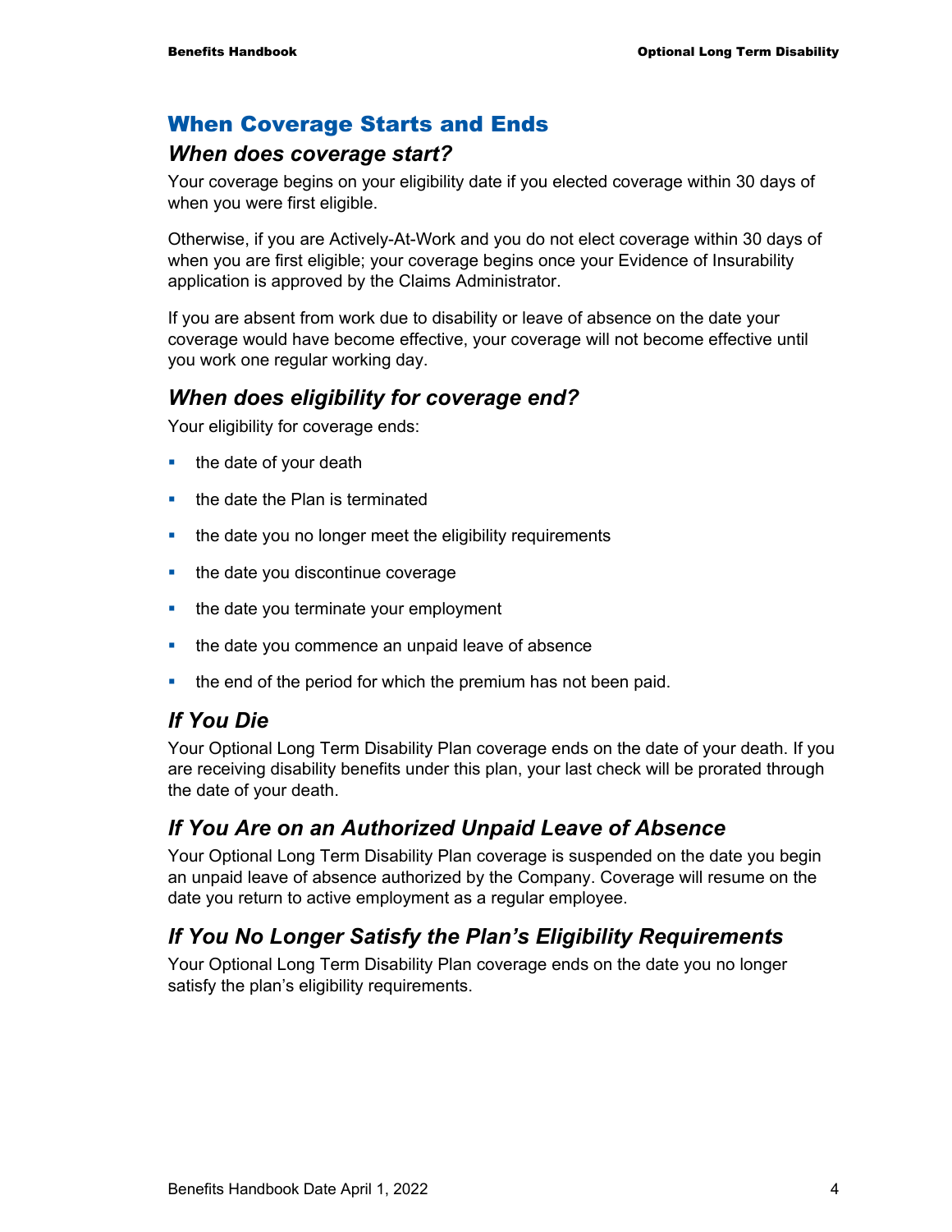## When Coverage Starts and Ends

### *When does coverage start?*

Your coverage begins on your eligibility date if you elected coverage within 30 days of when you were first eligible.

Otherwise, if you are Actively-At-Work and you do not elect coverage within 30 days of when you are first eligible; your coverage begins once your Evidence of Insurability application is approved by the Claims Administrator.

If you are absent from work due to disability or leave of absence on the date your coverage would have become effective, your coverage will not become effective until you work one regular working day.

### *When does eligibility for coverage end?*

Your eligibility for coverage ends:

- the date of your death
- the date the Plan is terminated
- the date you no longer meet the eligibility requirements
- the date you discontinue coverage
- the date you terminate your employment
- the date you commence an unpaid leave of absence
- the end of the period for which the premium has not been paid.

### *If You Die*

Your Optional Long Term Disability Plan coverage ends on the date of your death. If you are receiving disability benefits under this plan, your last check will be prorated through the date of your death.

### *If You Are on an Authorized Unpaid Leave of Absence*

Your Optional Long Term Disability Plan coverage is suspended on the date you begin an unpaid leave of absence authorized by the Company. Coverage will resume on the date you return to active employment as a regular employee.

### *If You No Longer Satisfy the Plan's Eligibility Requirements*

Your Optional Long Term Disability Plan coverage ends on the date you no longer satisfy the plan's eligibility requirements.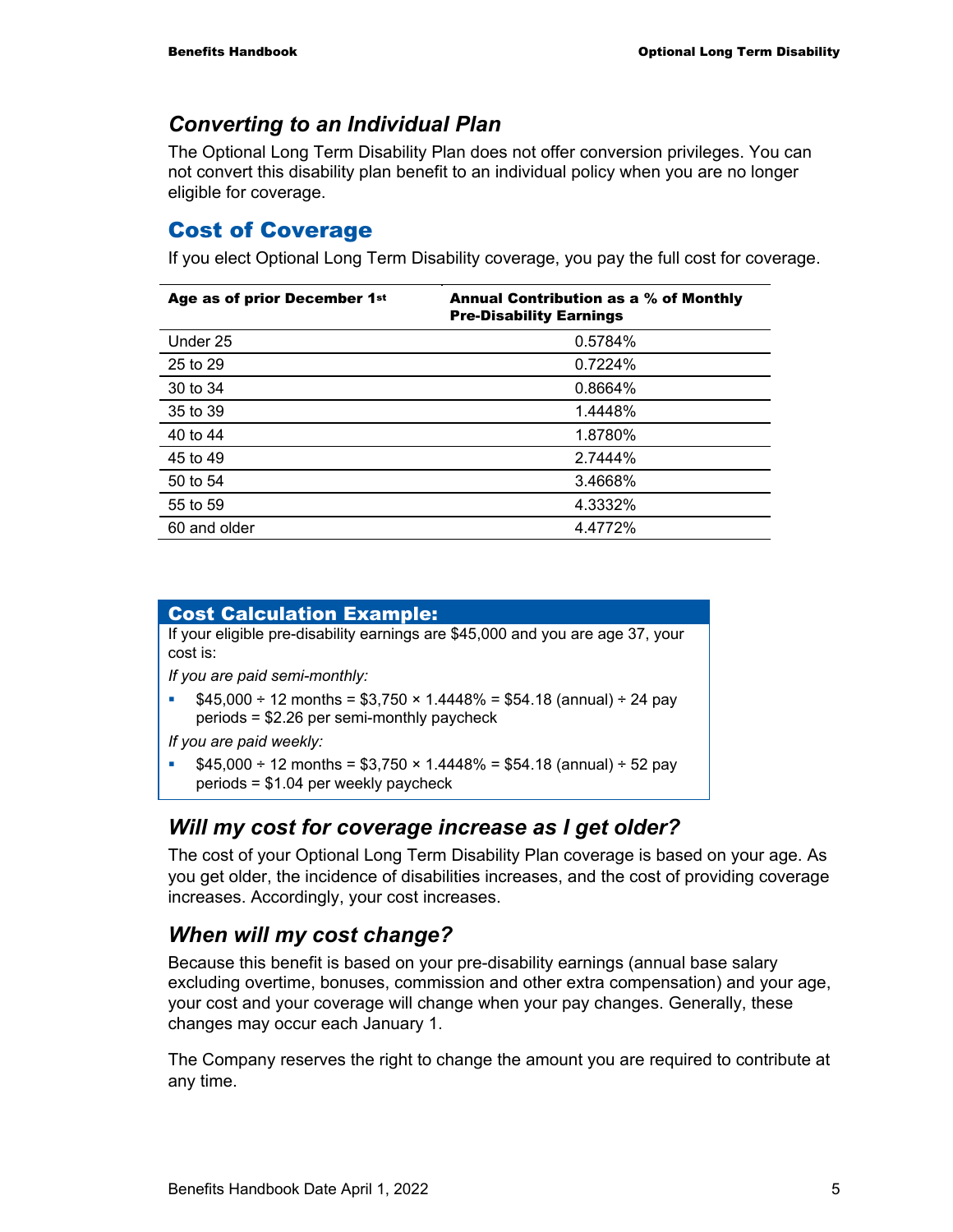## *Converting to an Individual Plan*

The Optional Long Term Disability Plan does not offer conversion privileges. You can not convert this disability plan benefit to an individual policy when you are no longer eligible for coverage.

## Cost of Coverage

If you elect Optional Long Term Disability coverage, you pay the full cost for coverage.

| Age as of prior December 1st | Annual Contribution as a % of Monthly Pre-Disability Earnings |
|---|---|
| Under 25 | 0.5784% |
| 25 to 29 | 0.7224% |
| 30 to 34 | 0.8664% |
| 35 to 39 | 1.4448% |
| 40 to 44 | 1.8780% |
| 45 to 49 | 2.7444% |
| 50 to 54 | 3.4668% |
| 55 to 59 | 4.3332% |
| 60 and older | 4.4772% |

**Cost Calculation Example:**

If your eligible pre-disability earnings are $45,000 and you are age 37, your cost is:

*If you are paid semi-monthly:*

- $45,000 ÷ 12 months = $3,750 × 1.4448% = $54.18 (annual) ÷ 24 pay periods = $2.26 per semi-monthly paycheck

*If you are paid weekly:*

- $45,000 ÷ 12 months = $3,750 × 1.4448% = $54.18 (annual) ÷ 52 pay periods = $1.04 per weekly paycheck

## *Will my cost for coverage increase as I get older?*

The cost of your Optional Long Term Disability Plan coverage is based on your age. As you get older, the incidence of disabilities increases, and the cost of providing coverage increases. Accordingly, your cost increases.

## *When will my cost change?*

Because this benefit is based on your pre-disability earnings (annual base salary excluding overtime, bonuses, commission and other extra compensation) and your age, your cost and your coverage will change when your pay changes. Generally, these changes may occur each January 1.

The Company reserves the right to change the amount you are required to contribute at any time.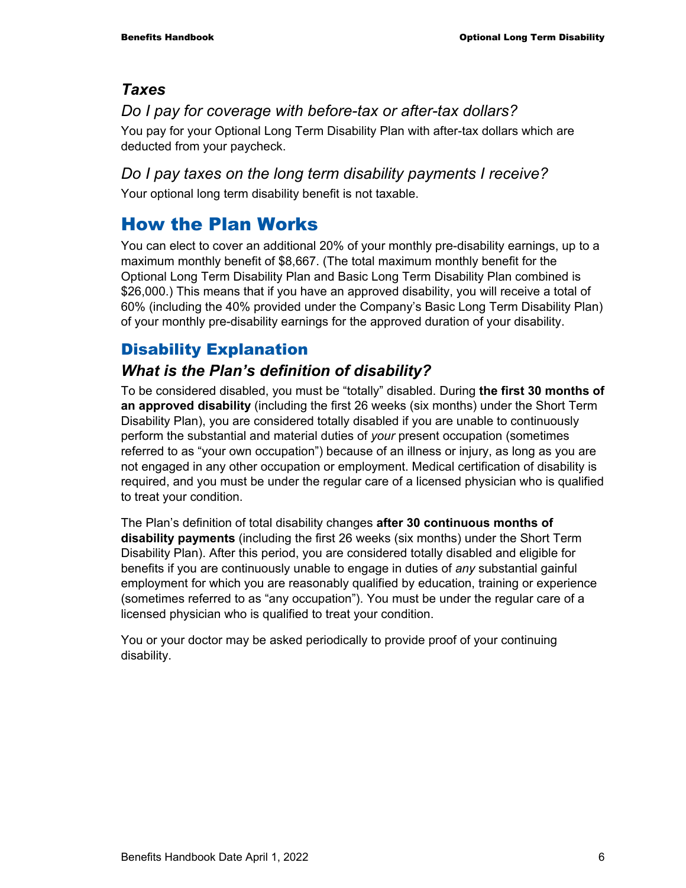### *Taxes*

#### *Do I pay for coverage with before-tax or after-tax dollars?*

You pay for your Optional Long Term Disability Plan with after-tax dollars which are deducted from your paycheck.

#### *Do I pay taxes on the long term disability payments I receive?*

Your optional long term disability benefit is not taxable.

# How the Plan Works

You can elect to cover an additional 20% of your monthly pre-disability earnings, up to a maximum monthly benefit of $8,667. (The total maximum monthly benefit for the Optional Long Term Disability Plan and Basic Long Term Disability Plan combined is $26,000.) This means that if you have an approved disability, you will receive a total of 60% (including the 40% provided under the Company's Basic Long Term Disability Plan) of your monthly pre-disability earnings for the approved duration of your disability.

## Disability Explanation

### *What is the Plan's definition of disability?*

To be considered disabled, you must be "totally" disabled. During **the first 30 months of an approved disability** (including the first 26 weeks (six months) under the Short Term Disability Plan), you are considered totally disabled if you are unable to continuously perform the substantial and material duties of *your* present occupation (sometimes referred to as "your own occupation") because of an illness or injury, as long as you are not engaged in any other occupation or employment. Medical certification of disability is required, and you must be under the regular care of a licensed physician who is qualified to treat your condition.

The Plan's definition of total disability changes **after 30 continuous months of disability payments** (including the first 26 weeks (six months) under the Short Term Disability Plan). After this period, you are considered totally disabled and eligible for benefits if you are continuously unable to engage in duties of *any* substantial gainful employment for which you are reasonably qualified by education, training or experience (sometimes referred to as "any occupation"). You must be under the regular care of a licensed physician who is qualified to treat your condition.

You or your doctor may be asked periodically to provide proof of your continuing disability.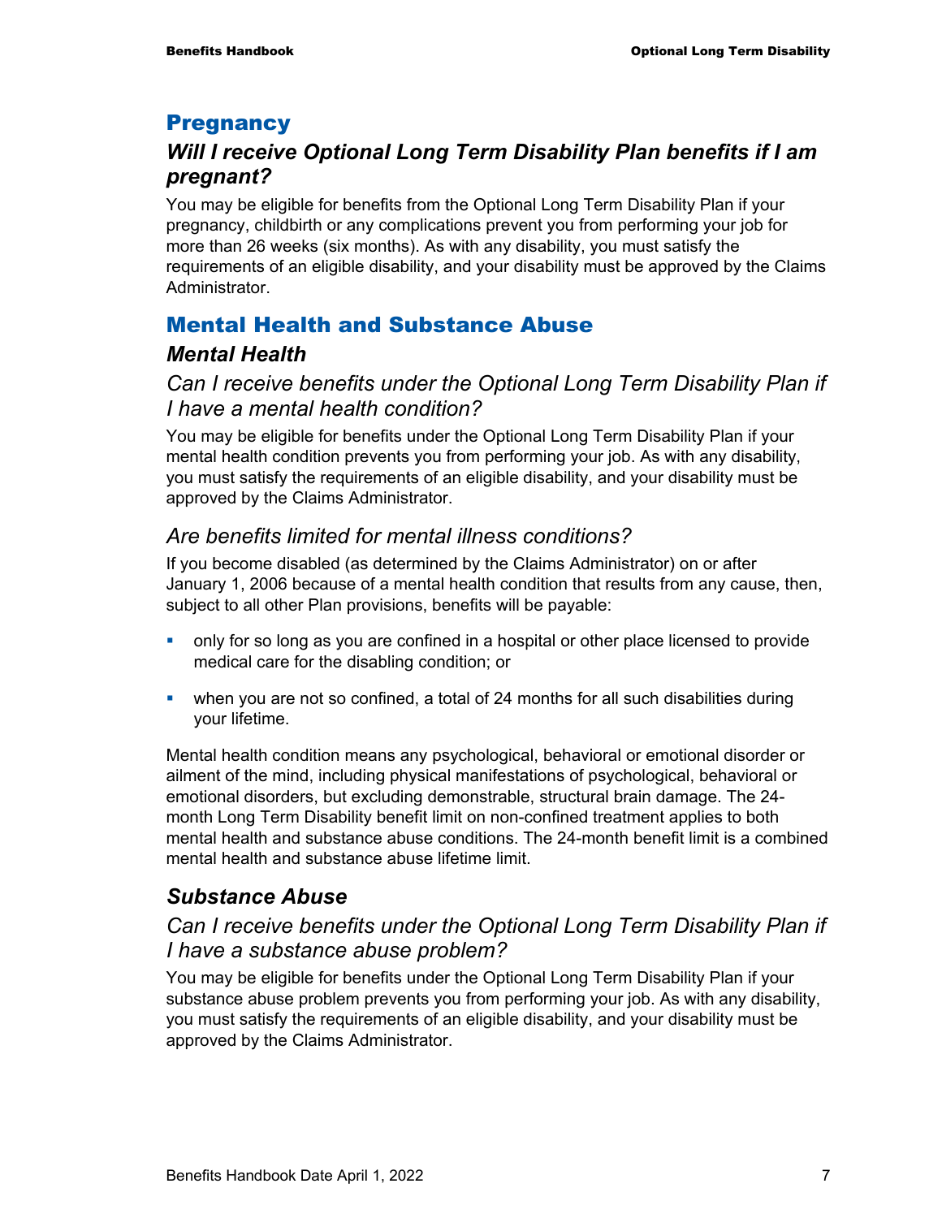## Pregnancy

### *Will I receive Optional Long Term Disability Plan benefits if I am pregnant?*

You may be eligible for benefits from the Optional Long Term Disability Plan if your pregnancy, childbirth or any complications prevent you from performing your job for more than 26 weeks (six months). As with any disability, you must satisfy the requirements of an eligible disability, and your disability must be approved by the Claims Administrator.

## Mental Health and Substance Abuse

### *Mental Health*

#### *Can I receive benefits under the Optional Long Term Disability Plan if I have a mental health condition?*

You may be eligible for benefits under the Optional Long Term Disability Plan if your mental health condition prevents you from performing your job. As with any disability, you must satisfy the requirements of an eligible disability, and your disability must be approved by the Claims Administrator.

#### *Are benefits limited for mental illness conditions?*

If you become disabled (as determined by the Claims Administrator) on or after January 1, 2006 because of a mental health condition that results from any cause, then, subject to all other Plan provisions, benefits will be payable:

- only for so long as you are confined in a hospital or other place licensed to provide medical care for the disabling condition; or
- when you are not so confined, a total of 24 months for all such disabilities during your lifetime.

Mental health condition means any psychological, behavioral or emotional disorder or ailment of the mind, including physical manifestations of psychological, behavioral or emotional disorders, but excluding demonstrable, structural brain damage. The 24-month Long Term Disability benefit limit on non-confined treatment applies to both mental health and substance abuse conditions. The 24-month benefit limit is a combined mental health and substance abuse lifetime limit.

### *Substance Abuse*

#### *Can I receive benefits under the Optional Long Term Disability Plan if I have a substance abuse problem?*

You may be eligible for benefits under the Optional Long Term Disability Plan if your substance abuse problem prevents you from performing your job. As with any disability, you must satisfy the requirements of an eligible disability, and your disability must be approved by the Claims Administrator.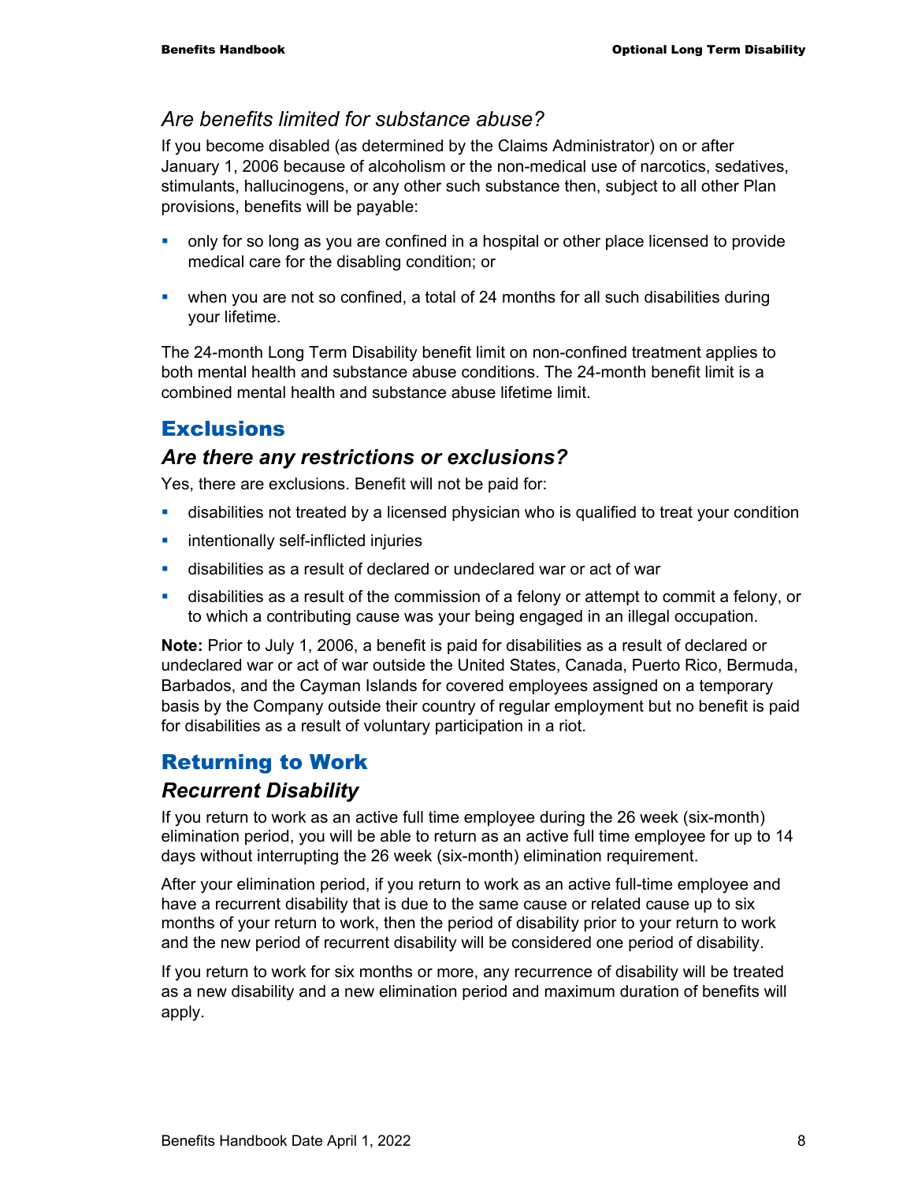### *Are benefits limited for substance abuse?*

If you become disabled (as determined by the Claims Administrator) on or after January 1, 2006 because of alcoholism or the non-medical use of narcotics, sedatives, stimulants, hallucinogens, or any other such substance then, subject to all other Plan provisions, benefits will be payable:

- only for so long as you are confined in a hospital or other place licensed to provide medical care for the disabling condition; or
- when you are not so confined, a total of 24 months for all such disabilities during your lifetime.

The 24-month Long Term Disability benefit limit on non-confined treatment applies to both mental health and substance abuse conditions. The 24-month benefit limit is a combined mental health and substance abuse lifetime limit.

## Exclusions

### *Are there any restrictions or exclusions?*

Yes, there are exclusions. Benefit will not be paid for:

- disabilities not treated by a licensed physician who is qualified to treat your condition
- intentionally self-inflicted injuries
- disabilities as a result of declared or undeclared war or act of war
- disabilities as a result of the commission of a felony or attempt to commit a felony, or to which a contributing cause was your being engaged in an illegal occupation.

**Note:** Prior to July 1, 2006, a benefit is paid for disabilities as a result of declared or undeclared war or act of war outside the United States, Canada, Puerto Rico, Bermuda, Barbados, and the Cayman Islands for covered employees assigned on a temporary basis by the Company outside their country of regular employment but no benefit is paid for disabilities as a result of voluntary participation in a riot.

## Returning to Work

### *Recurrent Disability*

If you return to work as an active full time employee during the 26 week (six-month) elimination period, you will be able to return as an active full time employee for up to 14 days without interrupting the 26 week (six-month) elimination requirement.

After your elimination period, if you return to work as an active full-time employee and have a recurrent disability that is due to the same cause or related cause up to six months of your return to work, then the period of disability prior to your return to work and the new period of recurrent disability will be considered one period of disability.

If you return to work for six months or more, any recurrence of disability will be treated as a new disability and a new elimination period and maximum duration of benefits will apply.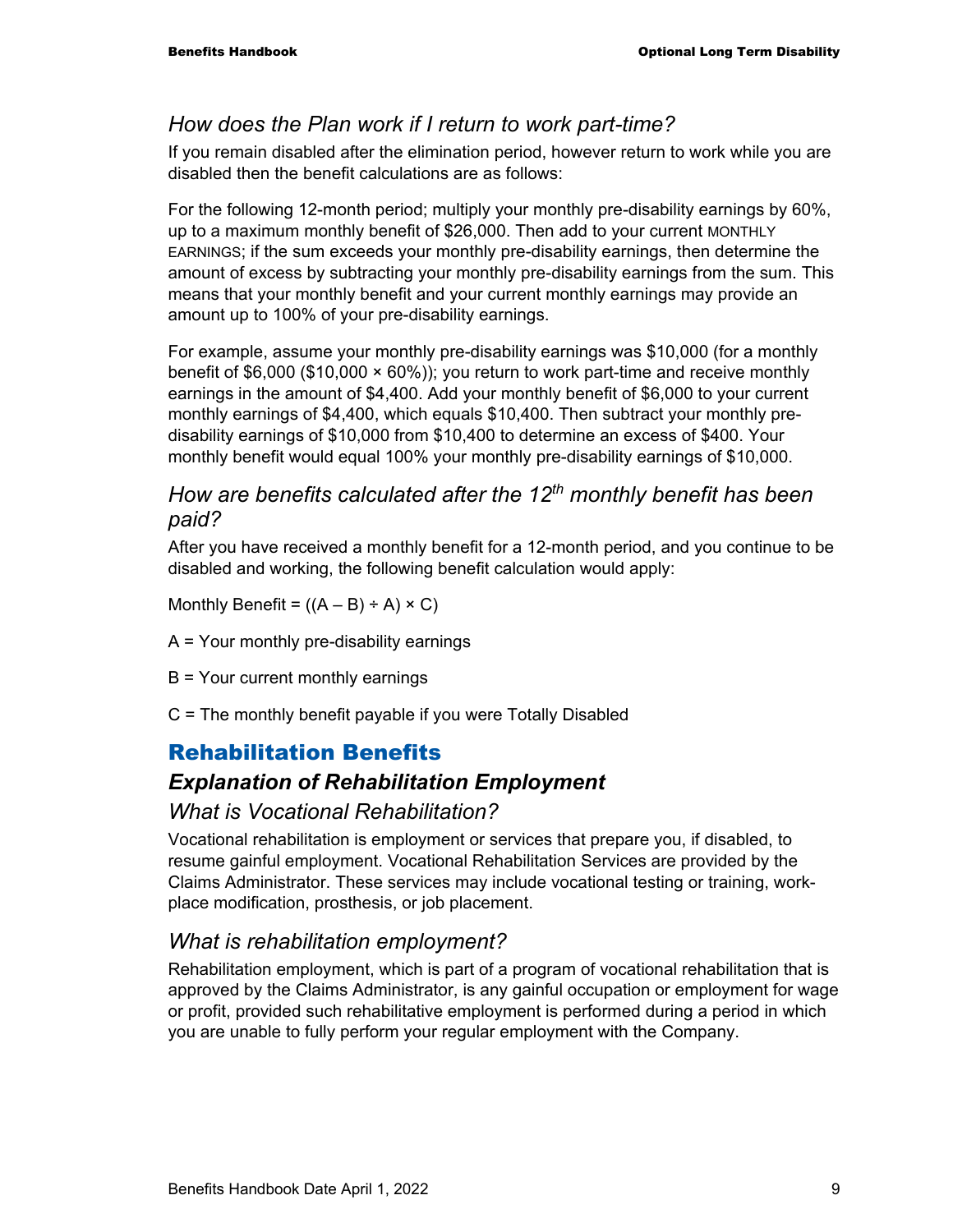### *How does the Plan work if I return to work part-time?*

If you remain disabled after the elimination period, however return to work while you are disabled then the benefit calculations are as follows:

For the following 12-month period; multiply your monthly pre-disability earnings by 60%, up to a maximum monthly benefit of $26,000. Then add to your current MONTHLY EARNINGS; if the sum exceeds your monthly pre-disability earnings, then determine the amount of excess by subtracting your monthly pre-disability earnings from the sum. This means that your monthly benefit and your current monthly earnings may provide an amount up to 100% of your pre-disability earnings.

For example, assume your monthly pre-disability earnings was $10,000 (for a monthly benefit of $6,000 ($10,000 × 60%)); you return to work part-time and receive monthly earnings in the amount of $4,400. Add your monthly benefit of $6,000 to your current monthly earnings of $4,400, which equals $10,400. Then subtract your monthly pre-disability earnings of $10,000 from $10,400 to determine an excess of $400. Your monthly benefit would equal 100% your monthly pre-disability earnings of $10,000.

### *How are benefits calculated after the 12th monthly benefit has been paid?*

After you have received a monthly benefit for a 12-month period, and you continue to be disabled and working, the following benefit calculation would apply:

Monthly Benefit = ((A – B) ÷ A) × C)

A = Your monthly pre-disability earnings

B = Your current monthly earnings

C = The monthly benefit payable if you were Totally Disabled

## Rehabilitation Benefits

### ***Explanation of Rehabilitation Employment***

### *What is Vocational Rehabilitation?*

Vocational rehabilitation is employment or services that prepare you, if disabled, to resume gainful employment. Vocational Rehabilitation Services are provided by the Claims Administrator. These services may include vocational testing or training, work-place modification, prosthesis, or job placement.

### *What is rehabilitation employment?*

Rehabilitation employment, which is part of a program of vocational rehabilitation that is approved by the Claims Administrator, is any gainful occupation or employment for wage or profit, provided such rehabilitative employment is performed during a period in which you are unable to fully perform your regular employment with the Company.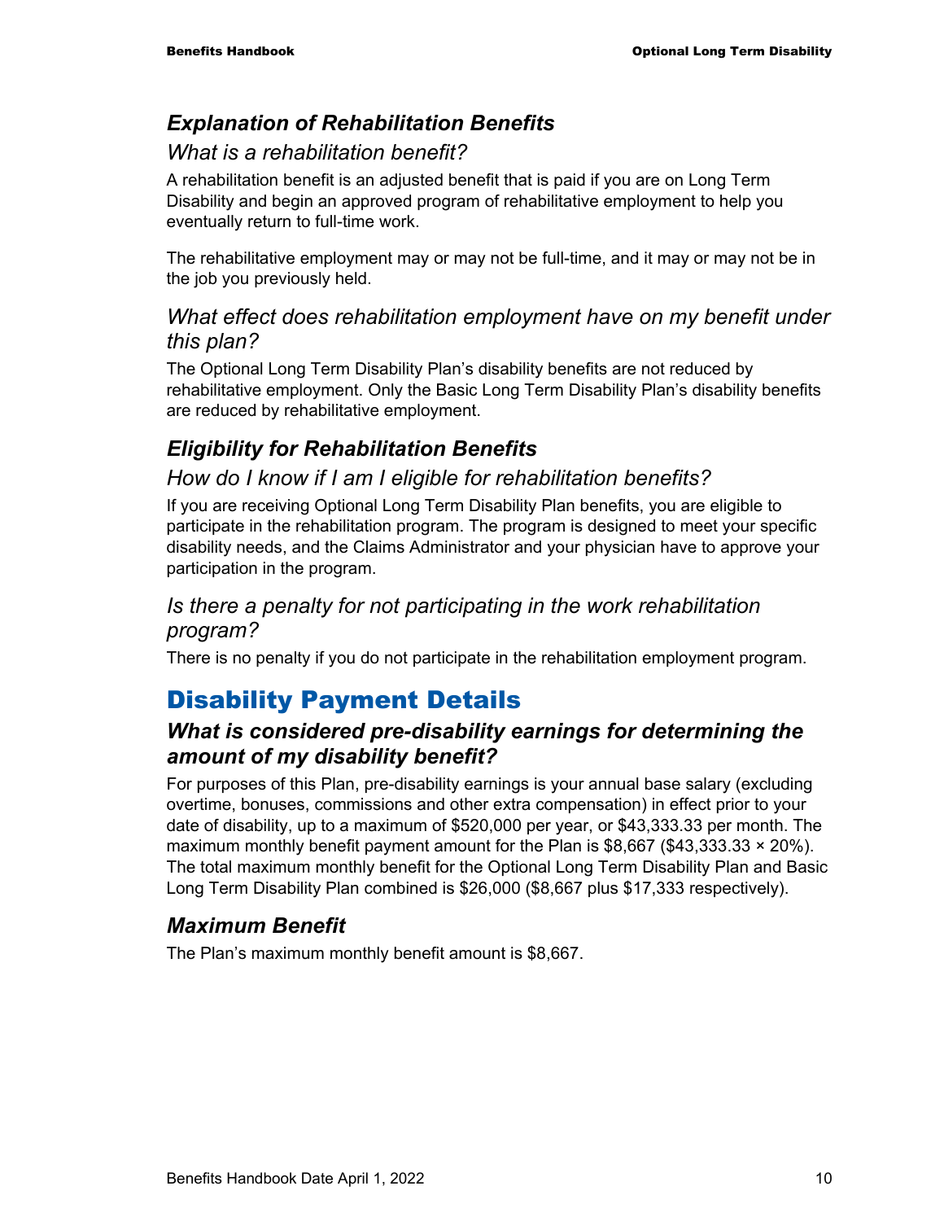## *Explanation of Rehabilitation Benefits*

### *What is a rehabilitation benefit?*

A rehabilitation benefit is an adjusted benefit that is paid if you are on Long Term Disability and begin an approved program of rehabilitative employment to help you eventually return to full-time work.

The rehabilitative employment may or may not be full-time, and it may or may not be in the job you previously held.

### *What effect does rehabilitation employment have on my benefit under this plan?*

The Optional Long Term Disability Plan's disability benefits are not reduced by rehabilitative employment. Only the Basic Long Term Disability Plan's disability benefits are reduced by rehabilitative employment.

## *Eligibility for Rehabilitation Benefits*

### *How do I know if I am I eligible for rehabilitation benefits?*

If you are receiving Optional Long Term Disability Plan benefits, you are eligible to participate in the rehabilitation program. The program is designed to meet your specific disability needs, and the Claims Administrator and your physician have to approve your participation in the program.

### *Is there a penalty for not participating in the work rehabilitation program?*

There is no penalty if you do not participate in the rehabilitation employment program.

# Disability Payment Details

## *What is considered pre-disability earnings for determining the amount of my disability benefit?*

For purposes of this Plan, pre-disability earnings is your annual base salary (excluding overtime, bonuses, commissions and other extra compensation) in effect prior to your date of disability, up to a maximum of $520,000 per year, or $43,333.33 per month. The maximum monthly benefit payment amount for the Plan is $8,667 ($43,333.33 × 20%). The total maximum monthly benefit for the Optional Long Term Disability Plan and Basic Long Term Disability Plan combined is $26,000 ($8,667 plus $17,333 respectively).

## *Maximum Benefit*

The Plan's maximum monthly benefit amount is $8,667.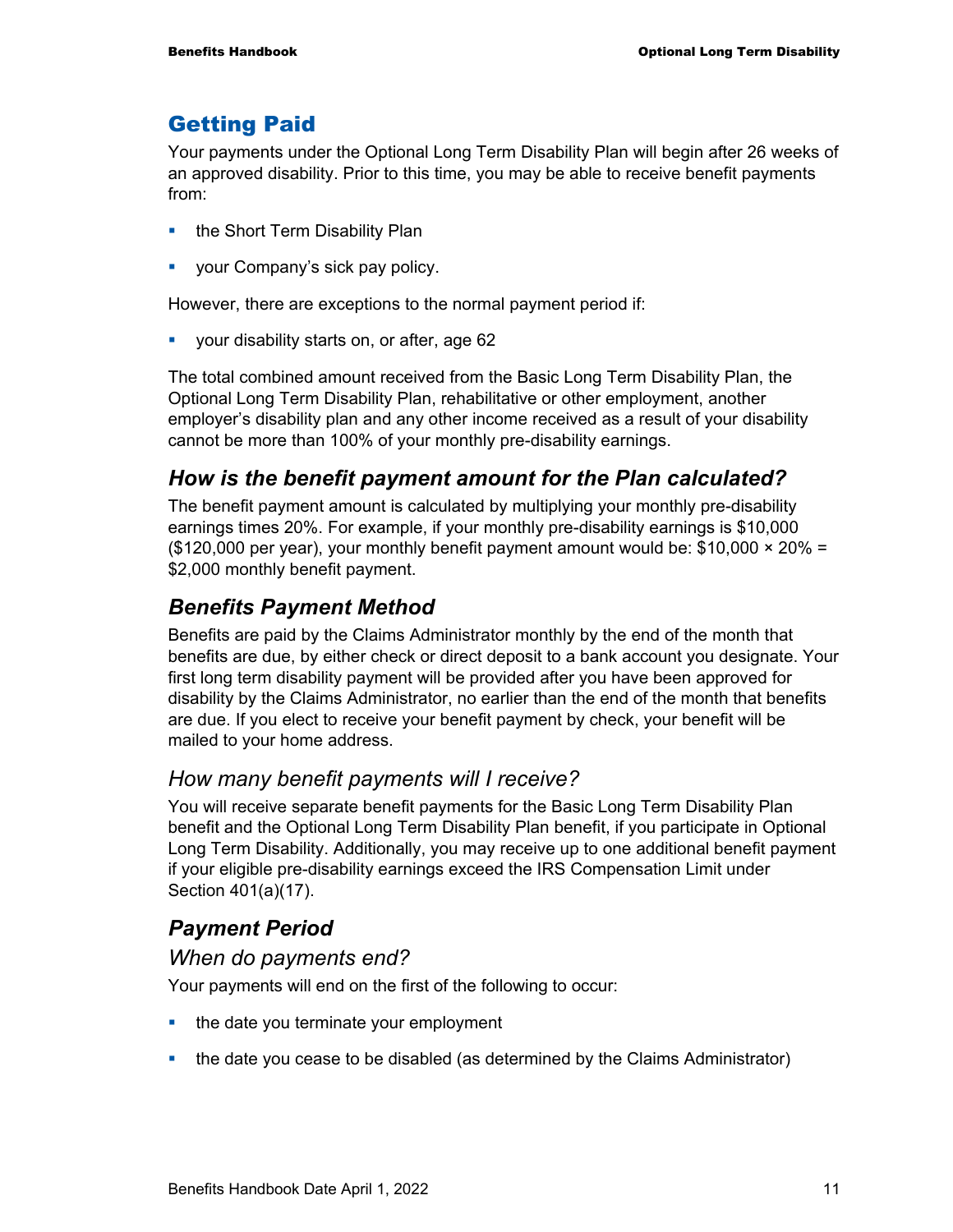## Getting Paid

Your payments under the Optional Long Term Disability Plan will begin after 26 weeks of an approved disability. Prior to this time, you may be able to receive benefit payments from:

- the Short Term Disability Plan
- your Company's sick pay policy.

However, there are exceptions to the normal payment period if:

- your disability starts on, or after, age 62

The total combined amount received from the Basic Long Term Disability Plan, the Optional Long Term Disability Plan, rehabilitative or other employment, another employer's disability plan and any other income received as a result of your disability cannot be more than 100% of your monthly pre-disability earnings.

### *How is the benefit payment amount for the Plan calculated?*

The benefit payment amount is calculated by multiplying your monthly pre-disability earnings times 20%. For example, if your monthly pre-disability earnings is $10,000 ($120,000 per year), your monthly benefit payment amount would be: $10,000 × 20% = $2,000 monthly benefit payment.

### *Benefits Payment Method*

Benefits are paid by the Claims Administrator monthly by the end of the month that benefits are due, by either check or direct deposit to a bank account you designate. Your first long term disability payment will be provided after you have been approved for disability by the Claims Administrator, no earlier than the end of the month that benefits are due. If you elect to receive your benefit payment by check, your benefit will be mailed to your home address.

#### *How many benefit payments will I receive?*

You will receive separate benefit payments for the Basic Long Term Disability Plan benefit and the Optional Long Term Disability Plan benefit, if you participate in Optional Long Term Disability. Additionally, you may receive up to one additional benefit payment if your eligible pre-disability earnings exceed the IRS Compensation Limit under Section 401(a)(17).

### *Payment Period*

#### *When do payments end?*

Your payments will end on the first of the following to occur:

- the date you terminate your employment
- the date you cease to be disabled (as determined by the Claims Administrator)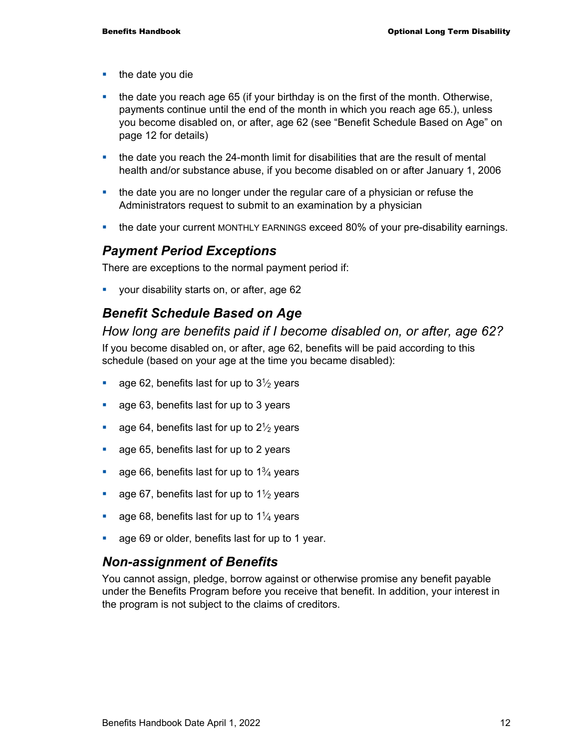- the date you die
- the date you reach age 65 (if your birthday is on the first of the month. Otherwise, payments continue until the end of the month in which you reach age 65.), unless you become disabled on, or after, age 62 (see "Benefit Schedule Based on Age" on page 12 for details)
- the date you reach the 24-month limit for disabilities that are the result of mental health and/or substance abuse, if you become disabled on or after January 1, 2006
- the date you are no longer under the regular care of a physician or refuse the Administrators request to submit to an examination by a physician
- the date your current MONTHLY EARNINGS exceed 80% of your pre-disability earnings.

## *Payment Period Exceptions*

There are exceptions to the normal payment period if:

- your disability starts on, or after, age 62

## *Benefit Schedule Based on Age*

### *How long are benefits paid if I become disabled on, or after, age 62?*

If you become disabled on, or after, age 62, benefits will be paid according to this schedule (based on your age at the time you became disabled):

- age 62, benefits last for up to 3½ years
- age 63, benefits last for up to 3 years
- age 64, benefits last for up to 2½ years
- age 65, benefits last for up to 2 years
- age 66, benefits last for up to 1¾ years
- age 67, benefits last for up to 1½ years
- age 68, benefits last for up to 1¼ years
- age 69 or older, benefits last for up to 1 year.

## *Non-assignment of Benefits*

You cannot assign, pledge, borrow against or otherwise promise any benefit payable under the Benefits Program before you receive that benefit. In addition, your interest in the program is not subject to the claims of creditors.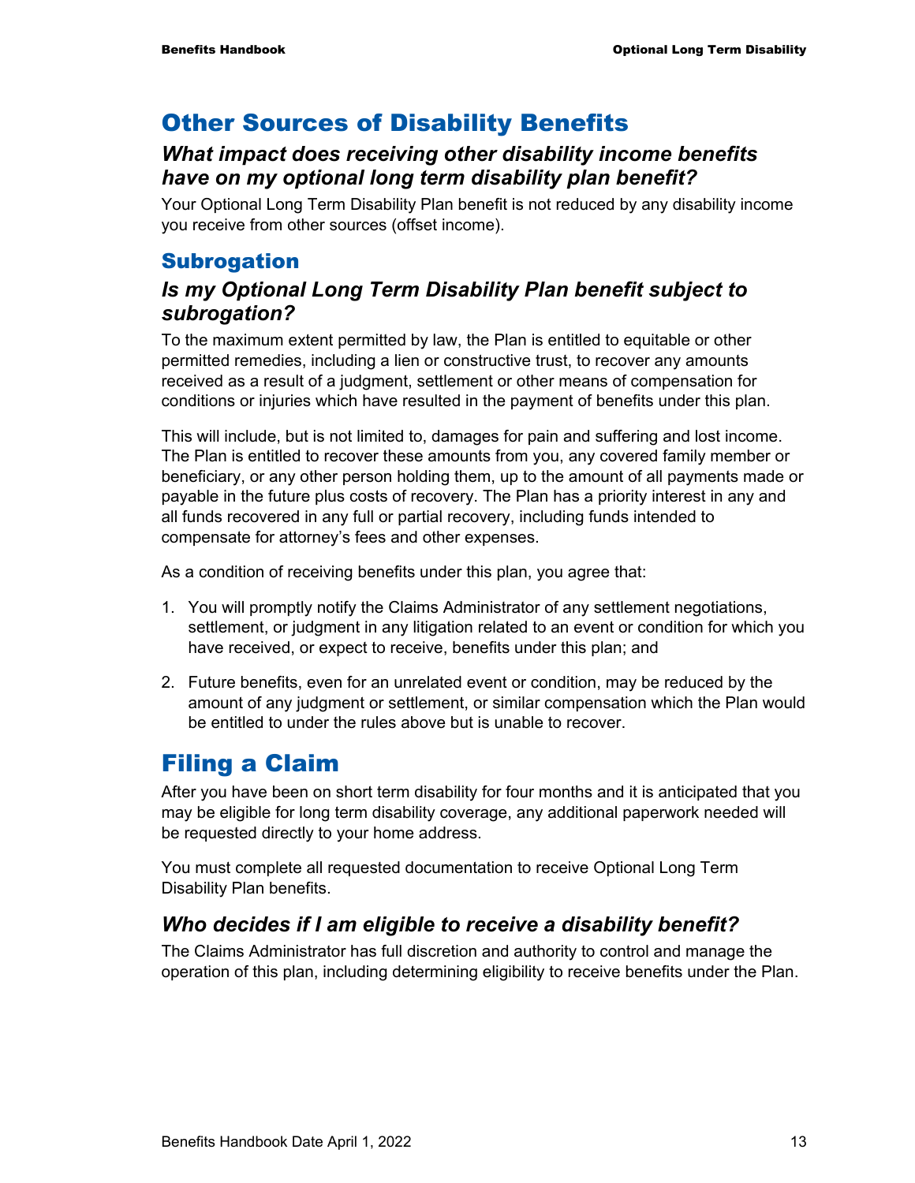# Other Sources of Disability Benefits

### *What impact does receiving other disability income benefits have on my optional long term disability plan benefit?*

Your Optional Long Term Disability Plan benefit is not reduced by any disability income you receive from other sources (offset income).

## Subrogation

### *Is my Optional Long Term Disability Plan benefit subject to subrogation?*

To the maximum extent permitted by law, the Plan is entitled to equitable or other permitted remedies, including a lien or constructive trust, to recover any amounts received as a result of a judgment, settlement or other means of compensation for conditions or injuries which have resulted in the payment of benefits under this plan.

This will include, but is not limited to, damages for pain and suffering and lost income. The Plan is entitled to recover these amounts from you, any covered family member or beneficiary, or any other person holding them, up to the amount of all payments made or payable in the future plus costs of recovery. The Plan has a priority interest in any and all funds recovered in any full or partial recovery, including funds intended to compensate for attorney's fees and other expenses.

As a condition of receiving benefits under this plan, you agree that:

1. You will promptly notify the Claims Administrator of any settlement negotiations, settlement, or judgment in any litigation related to an event or condition for which you have received, or expect to receive, benefits under this plan; and

2. Future benefits, even for an unrelated event or condition, may be reduced by the amount of any judgment or settlement, or similar compensation which the Plan would be entitled to under the rules above but is unable to recover.

# Filing a Claim

After you have been on short term disability for four months and it is anticipated that you may be eligible for long term disability coverage, any additional paperwork needed will be requested directly to your home address.

You must complete all requested documentation to receive Optional Long Term Disability Plan benefits.

### *Who decides if I am eligible to receive a disability benefit?*

The Claims Administrator has full discretion and authority to control and manage the operation of this plan, including determining eligibility to receive benefits under the Plan.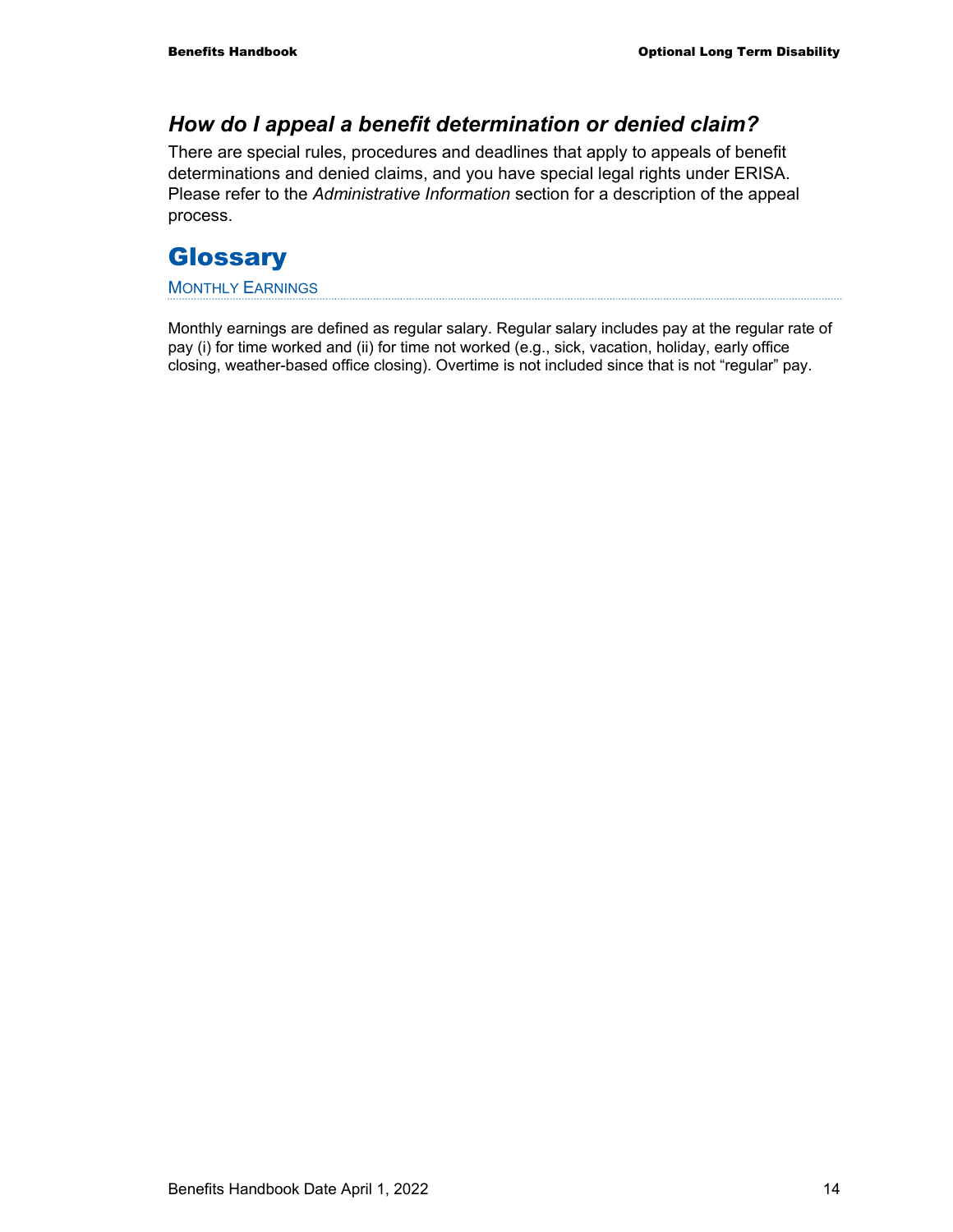### *How do I appeal a benefit determination or denied claim?*

There are special rules, procedures and deadlines that apply to appeals of benefit determinations and denied claims, and you have special legal rights under ERISA. Please refer to the *Administrative Information* section for a description of the appeal process.

## Glossary

#### MONTHLY EARNINGS

Monthly earnings are defined as regular salary. Regular salary includes pay at the regular rate of pay (i) for time worked and (ii) for time not worked (e.g., sick, vacation, holiday, early office closing, weather-based office closing). Overtime is not included since that is not “regular” pay.